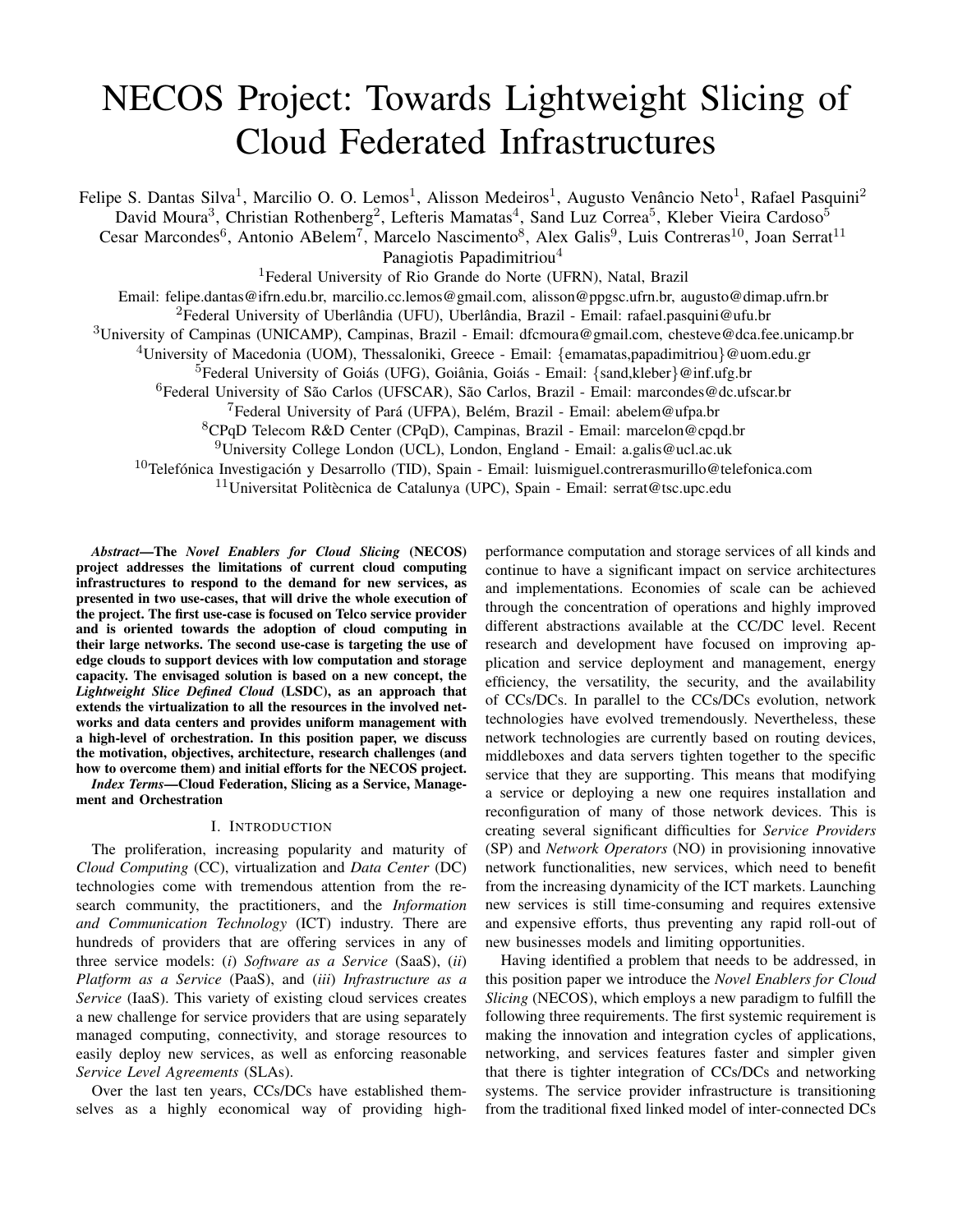# NECOS Project: Towards Lightweight Slicing of Cloud Federated Infrastructures

Felipe S. Dantas Silva[1], Marcilio O. O. Lemos[1], Alisson Medeiros[1], Augusto Venâncio Neto[1], Rafael Pasquini[2]
David Moura[3], Christian Rothenberg[2], Lefteris Mamatas[4], Sand Luz Correa[5], Kleber Vieira Cardoso[5]
Cesar Marcondes[6], Antonio ABelem[7], Marcelo Nascimento[8], Alex Galis[9], Luis Contreras[10], Joan Serrat[11]
Panagiotis Papadimitriou[4]

[1]Federal University of Rio Grande do Norte (UFRN), Natal, Brazil
Email: felipe.dantas@ifrn.edu.br, marcilio.cc.lemos@gmail.com, alisson@ppgsc.ufrn.br, augusto@dimap.ufrn.br
[2]Federal University of Uberlândia (UFU), Uberlândia, Brazil - Email: rafael.pasquini@ufu.br
[3]University of Campinas (UNICAMP), Campinas, Brazil - Email: dfcmoura@gmail.com, chesteve@dca.fee.unicamp.br
[4]University of Macedonia (UOM), Thessaloniki, Greece - Email: {emamatas,papadimitriou}@uom.edu.gr
[5]Federal University of Goiás (UFG), Goiânia, Goiás - Email: {sand,kleber}@inf.ufg.br
[6]Federal University of São Carlos (UFSCAR), São Carlos, Brazil - Email: marcondes@dc.ufscar.br
[7]Federal University of Pará (UFPA), Belém, Brazil - Email: abelem@ufpa.br
[8]CPqD Telecom R&D Center (CPqD), Campinas, Brazil - Email: marcelon@cpqd.br
[9]University College London (UCL), London, England - Email: a.galis@ucl.ac.uk
[10]Telefónica Investigación y Desarrollo (TID), Spain - Email: luismiguel.contrerasmurillo@telefonica.com
[11]Universitat Politècnica de Catalunya (UPC), Spain - Email: serrat@tsc.upc.edu

***Abstract*—The *Novel Enablers for Cloud Slicing* (NECOS) project addresses the limitations of current cloud computing infrastructures to respond to the demand for new services, as presented in two use-cases, that will drive the whole execution of the project. The first use-case is focused on Telco service provider and is oriented towards the adoption of cloud computing in their large networks. The second use-case is targeting the use of edge clouds to support devices with low computation and storage capacity. The envisaged solution is based on a new concept, the *Lightweight Slice Defined Cloud* (LSDC), as an approach that extends the virtualization to all the resources in the involved networks and data centers and provides uniform management with a high-level of orchestration. In this position paper, we discuss the motivation, objectives, architecture, research challenges (and how to overcome them) and initial efforts for the NECOS project.**

***Index Terms*—Cloud Federation, Slicing as a Service, Management and Orchestration**

## I. Introduction

The proliferation, increasing popularity and maturity of *Cloud Computing* (CC), virtualization and *Data Center* (DC) technologies come with tremendous attention from the research community, the practitioners, and the *Information and Communication Technology* (ICT) industry. There are hundreds of providers that are offering services in any of three service models: (*i*) *Software as a Service* (SaaS), (*ii*) *Platform as a Service* (PaaS), and (*iii*) *Infrastructure as a Service* (IaaS). This variety of existing cloud services creates a new challenge for service providers that are using separately managed computing, connectivity, and storage resources to easily deploy new services, as well as enforcing reasonable *Service Level Agreements* (SLAs).

Over the last ten years, CCs/DCs have established themselves as a highly economical way of providing high-performance computation and storage services of all kinds and continue to have a significant impact on service architectures and implementations. Economies of scale can be achieved through the concentration of operations and highly improved different abstractions available at the CC/DC level. Recent research and development have focused on improving application and service deployment and management, energy efficiency, the versatility, the security, and the availability of CCs/DCs. In parallel to the CCs/DCs evolution, network technologies have evolved tremendously. Nevertheless, these network technologies are currently based on routing devices, middleboxes and data servers tighten together to the specific service that they are supporting. This means that modifying a service or deploying a new one requires installation and reconfiguration of many of those network devices. This is creating several significant difficulties for *Service Providers* (SP) and *Network Operators* (NO) in provisioning innovative network functionalities, new services, which need to benefit from the increasing dynamicity of the ICT markets. Launching new services is still time-consuming and requires extensive and expensive efforts, thus preventing any rapid roll-out of new businesses models and limiting opportunities.

Having identified a problem that needs to be addressed, in this position paper we introduce the *Novel Enablers for Cloud Slicing* (NECOS), which employs a new paradigm to fulfill the following three requirements. The first systemic requirement is making the innovation and integration cycles of applications, networking, and services features faster and simpler given that there is tighter integration of CCs/DCs and networking systems. The service provider infrastructure is transitioning from the traditional fixed linked model of inter-connected DCs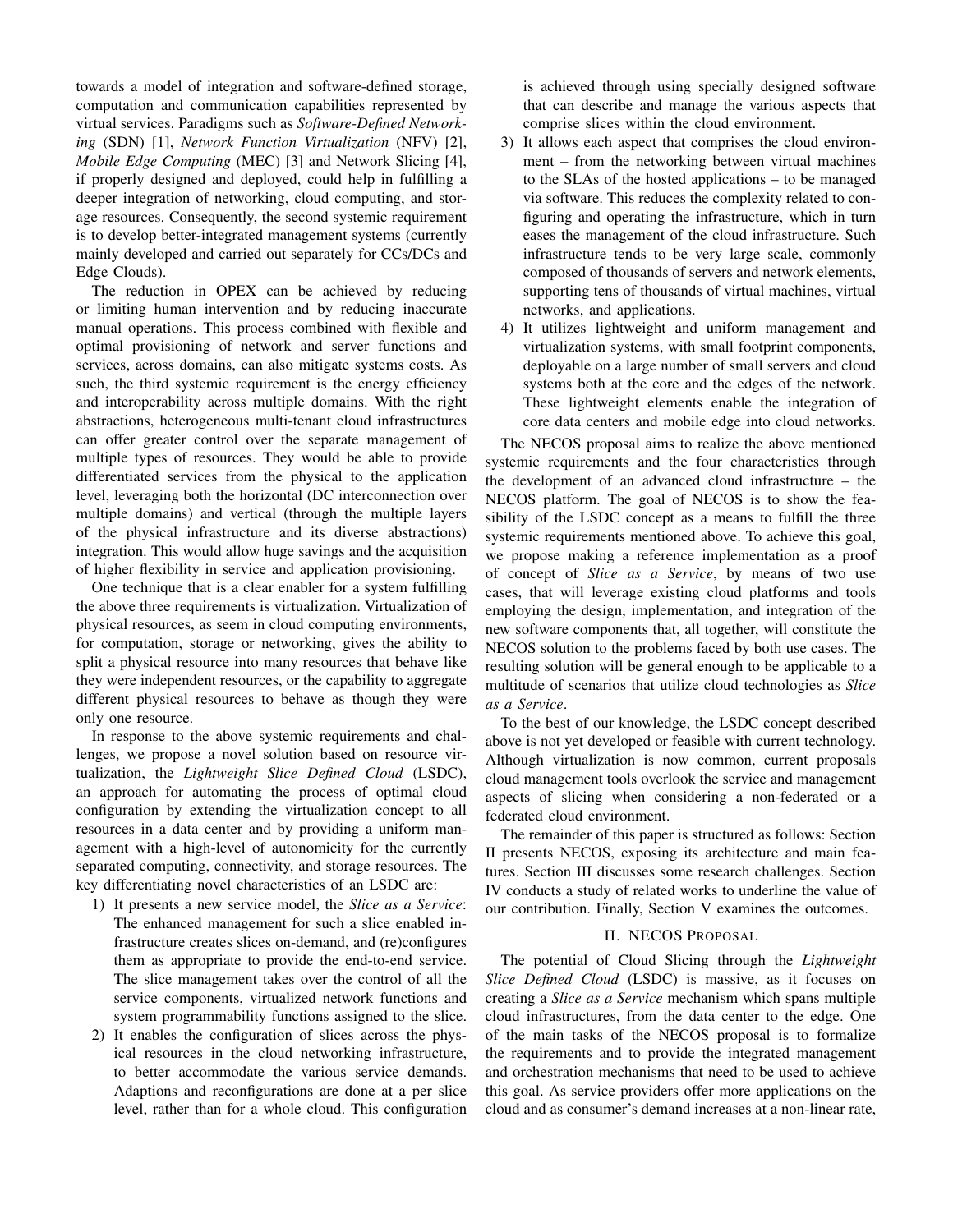towards a model of integration and software-defined storage, computation and communication capabilities represented by virtual services. Paradigms such as *Software-Defined Networking* (SDN) [1], *Network Function Virtualization* (NFV) [2], *Mobile Edge Computing* (MEC) [3] and Network Slicing [4], if properly designed and deployed, could help in fulfilling a deeper integration of networking, cloud computing, and storage resources. Consequently, the second systemic requirement is to develop better-integrated management systems (currently mainly developed and carried out separately for CCs/DCs and Edge Clouds).

The reduction in OPEX can be achieved by reducing or limiting human intervention and by reducing inaccurate manual operations. This process combined with flexible and optimal provisioning of network and server functions and services, across domains, can also mitigate systems costs. As such, the third systemic requirement is the energy efficiency and interoperability across multiple domains. With the right abstractions, heterogeneous multi-tenant cloud infrastructures can offer greater control over the separate management of multiple types of resources. They would be able to provide differentiated services from the physical to the application level, leveraging both the horizontal (DC interconnection over multiple domains) and vertical (through the multiple layers of the physical infrastructure and its diverse abstractions) integration. This would allow huge savings and the acquisition of higher flexibility in service and application provisioning.

One technique that is a clear enabler for a system fulfilling the above three requirements is virtualization. Virtualization of physical resources, as seem in cloud computing environments, for computation, storage or networking, gives the ability to split a physical resource into many resources that behave like they were independent resources, or the capability to aggregate different physical resources to behave as though they were only one resource.

In response to the above systemic requirements and challenges, we propose a novel solution based on resource virtualization, the *Lightweight Slice Defined Cloud* (LSDC), an approach for automating the process of optimal cloud configuration by extending the virtualization concept to all resources in a data center and by providing a uniform management with a high-level of autonomicity for the currently separated computing, connectivity, and storage resources. The key differentiating novel characteristics of an LSDC are:

1) It presents a new service model, the *Slice as a Service*: The enhanced management for such a slice enabled infrastructure creates slices on-demand, and (re)configures them as appropriate to provide the end-to-end service. The slice management takes over the control of all the service components, virtualized network functions and system programmability functions assigned to the slice.
2) It enables the configuration of slices across the physical resources in the cloud networking infrastructure, to better accommodate the various service demands. Adaptions and reconfigurations are done at a per slice level, rather than for a whole cloud. This configuration is achieved through using specially designed software that can describe and manage the various aspects that comprise slices within the cloud environment.
3) It allows each aspect that comprises the cloud environment – from the networking between virtual machines to the SLAs of the hosted applications – to be managed via software. This reduces the complexity related to configuring and operating the infrastructure, which in turn eases the management of the cloud infrastructure. Such infrastructure tends to be very large scale, commonly composed of thousands of servers and network elements, supporting tens of thousands of virtual machines, virtual networks, and applications.
4) It utilizes lightweight and uniform management and virtualization systems, with small footprint components, deployable on a large number of small servers and cloud systems both at the core and the edges of the network. These lightweight elements enable the integration of core data centers and mobile edge into cloud networks.

The NECOS proposal aims to realize the above mentioned systemic requirements and the four characteristics through the development of an advanced cloud infrastructure – the NECOS platform. The goal of NECOS is to show the feasibility of the LSDC concept as a means to fulfill the three systemic requirements mentioned above. To achieve this goal, we propose making a reference implementation as a proof of concept of *Slice as a Service*, by means of two use cases, that will leverage existing cloud platforms and tools employing the design, implementation, and integration of the new software components that, all together, will constitute the NECOS solution to the problems faced by both use cases. The resulting solution will be general enough to be applicable to a multitude of scenarios that utilize cloud technologies as *Slice as a Service*.

To the best of our knowledge, the LSDC concept described above is not yet developed or feasible with current technology. Although virtualization is now common, current proposals cloud management tools overlook the service and management aspects of slicing when considering a non-federated or a federated cloud environment.

The remainder of this paper is structured as follows: Section II presents NECOS, exposing its architecture and main features. Section III discusses some research challenges. Section IV conducts a study of related works to underline the value of our contribution. Finally, Section V examines the outcomes.

## II. NECOS Proposal

The potential of Cloud Slicing through the *Lightweight Slice Defined Cloud* (LSDC) is massive, as it focuses on creating a *Slice as a Service* mechanism which spans multiple cloud infrastructures, from the data center to the edge. One of the main tasks of the NECOS proposal is to formalize the requirements and to provide the integrated management and orchestration mechanisms that need to be used to achieve this goal. As service providers offer more applications on the cloud and as consumer's demand increases at a non-linear rate,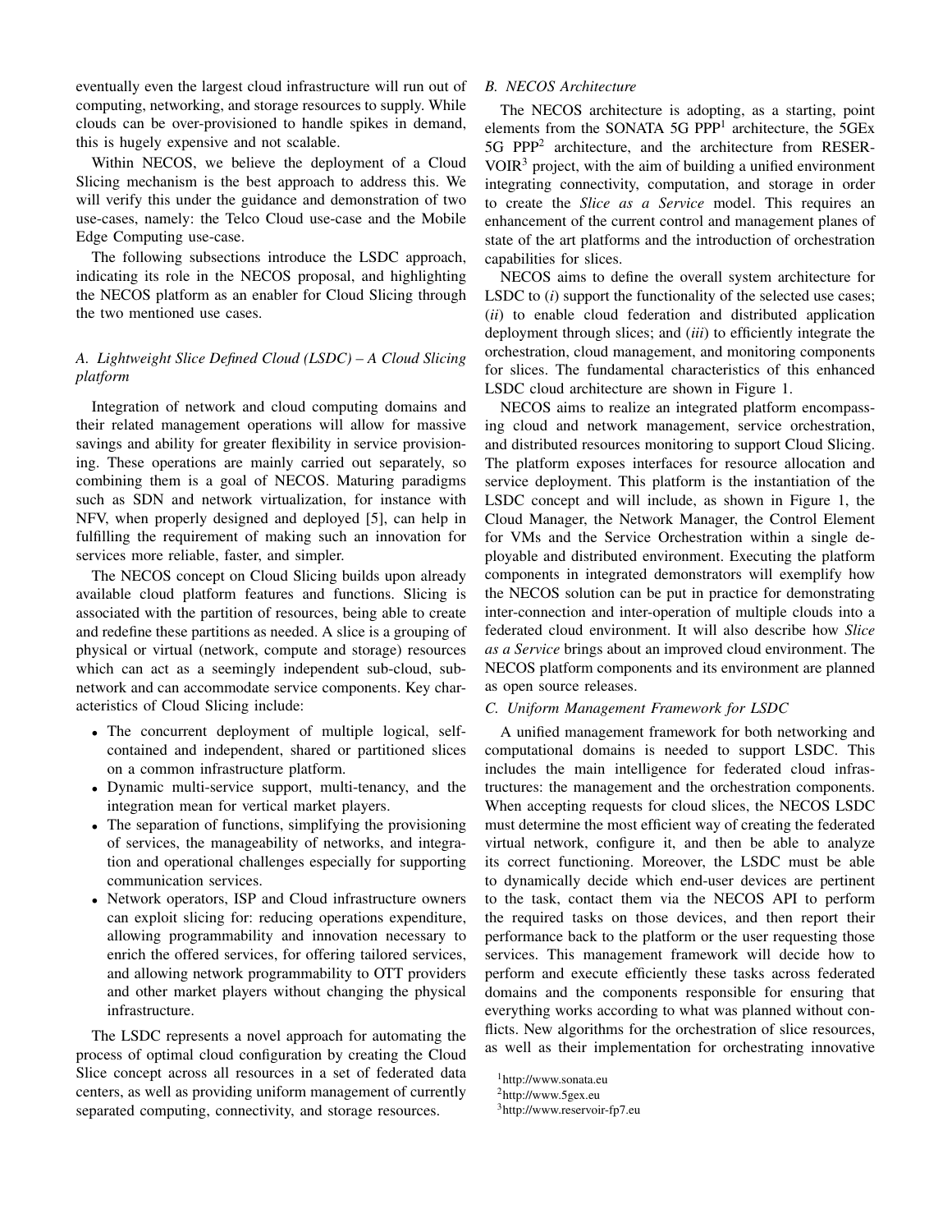eventually even the largest cloud infrastructure will run out of computing, networking, and storage resources to supply. While clouds can be over-provisioned to handle spikes in demand, this is hugely expensive and not scalable.

Within NECOS, we believe the deployment of a Cloud Slicing mechanism is the best approach to address this. We will verify this under the guidance and demonstration of two use-cases, namely: the Telco Cloud use-case and the Mobile Edge Computing use-case.

The following subsections introduce the LSDC approach, indicating its role in the NECOS proposal, and highlighting the NECOS platform as an enabler for Cloud Slicing through the two mentioned use cases.

### *A. Lightweight Slice Defined Cloud (LSDC) – A Cloud Slicing platform*

Integration of network and cloud computing domains and their related management operations will allow for massive savings and ability for greater flexibility in service provisioning. These operations are mainly carried out separately, so combining them is a goal of NECOS. Maturing paradigms such as SDN and network virtualization, for instance with NFV, when properly designed and deployed [5], can help in fulfilling the requirement of making such an innovation for services more reliable, faster, and simpler.

The NECOS concept on Cloud Slicing builds upon already available cloud platform features and functions. Slicing is associated with the partition of resources, being able to create and redefine these partitions as needed. A slice is a grouping of physical or virtual (network, compute and storage) resources which can act as a seemingly independent sub-cloud, sub-network and can accommodate service components. Key characteristics of Cloud Slicing include:

- The concurrent deployment of multiple logical, self-contained and independent, shared or partitioned slices on a common infrastructure platform.
- Dynamic multi-service support, multi-tenancy, and the integration mean for vertical market players.
- The separation of functions, simplifying the provisioning of services, the manageability of networks, and integration and operational challenges especially for supporting communication services.
- Network operators, ISP and Cloud infrastructure owners can exploit slicing for: reducing operations expenditure, allowing programmability and innovation necessary to enrich the offered services, for offering tailored services, and allowing network programmability to OTT providers and other market players without changing the physical infrastructure.

The LSDC represents a novel approach for automating the process of optimal cloud configuration by creating the Cloud Slice concept across all resources in a set of federated data centers, as well as providing uniform management of currently separated computing, connectivity, and storage resources.

### *B. NECOS Architecture*

The NECOS architecture is adopting, as a starting, point elements from the SONATA 5G PPP[1] architecture, the 5GEx 5G PPP[2] architecture, and the architecture from RESERVOIR[3] project, with the aim of building a unified environment integrating connectivity, computation, and storage in order to create the *Slice as a Service* model. This requires an enhancement of the current control and management planes of state of the art platforms and the introduction of orchestration capabilities for slices.

NECOS aims to define the overall system architecture for LSDC to (*i*) support the functionality of the selected use cases; (*ii*) to enable cloud federation and distributed application deployment through slices; and (*iii*) to efficiently integrate the orchestration, cloud management, and monitoring components for slices. The fundamental characteristics of this enhanced LSDC cloud architecture are shown in Figure 1.

NECOS aims to realize an integrated platform encompassing cloud and network management, service orchestration, and distributed resources monitoring to support Cloud Slicing. The platform exposes interfaces for resource allocation and service deployment. This platform is the instantiation of the LSDC concept and will include, as shown in Figure 1, the Cloud Manager, the Network Manager, the Control Element for VMs and the Service Orchestration within a single deployable and distributed environment. Executing the platform components in integrated demonstrators will exemplify how the NECOS solution can be put in practice for demonstrating inter-connection and inter-operation of multiple clouds into a federated cloud environment. It will also describe how *Slice as a Service* brings about an improved cloud environment. The NECOS platform components and its environment are planned as open source releases.

### *C. Uniform Management Framework for LSDC*

A unified management framework for both networking and computational domains is needed to support LSDC. This includes the main intelligence for federated cloud infrastructures: the management and the orchestration components. When accepting requests for cloud slices, the NECOS LSDC must determine the most efficient way of creating the federated virtual network, configure it, and then be able to analyze its correct functioning. Moreover, the LSDC must be able to dynamically decide which end-user devices are pertinent to the task, contact them via the NECOS API to perform the required tasks on those devices, and then report their performance back to the platform or the user requesting those services. This management framework will decide how to perform and execute efficiently these tasks across federated domains and the components responsible for ensuring that everything works according to what was planned without conflicts. New algorithms for the orchestration of slice resources, as well as their implementation for orchestrating innovative

[1] http://www.sonata.eu

[2] http://www.5gex.eu

[3] http://www.reservoir-fp7.eu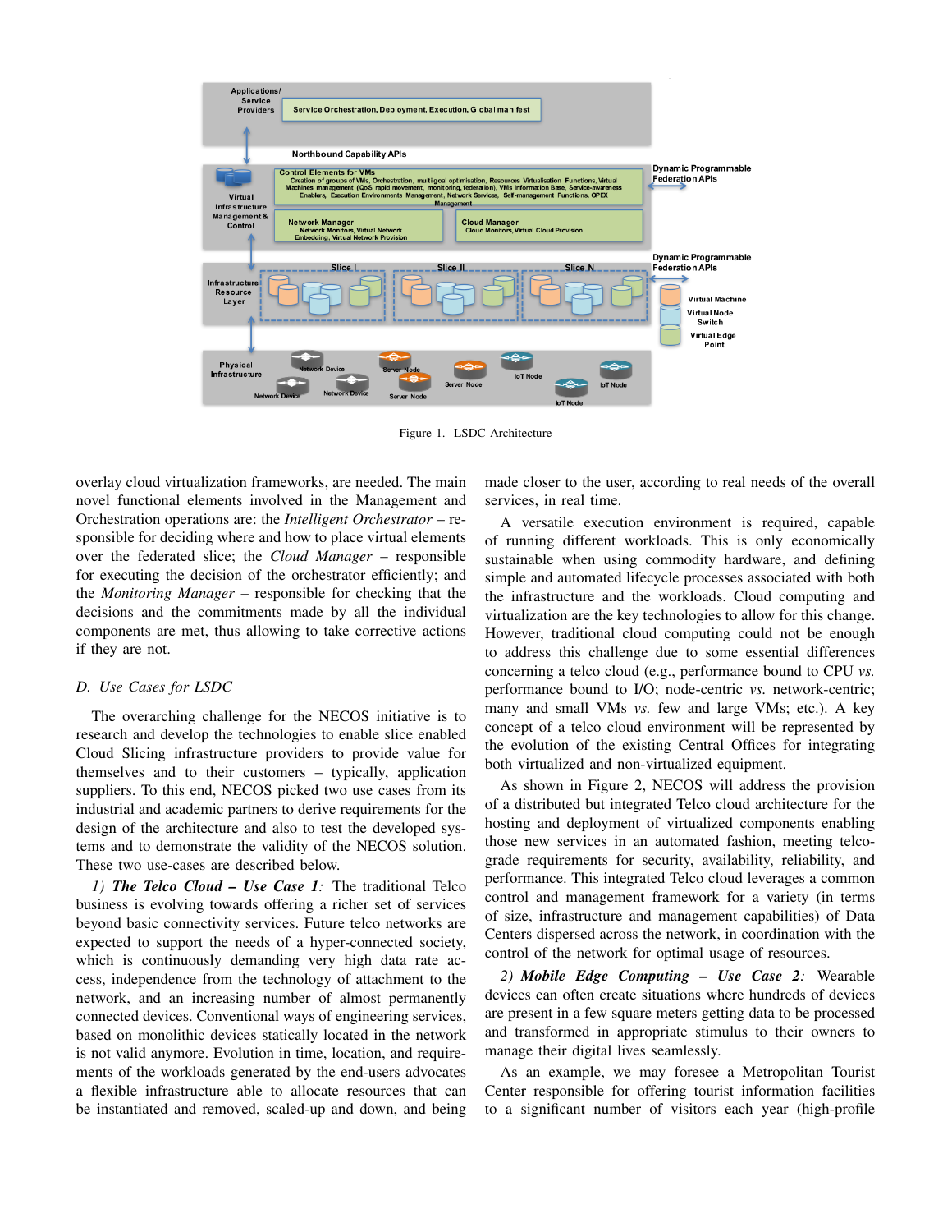Figure 1. LSDC Architecture

overlay cloud virtualization frameworks, are needed. The main novel functional elements involved in the Management and Orchestration operations are: the *Intelligent Orchestrator* – responsible for deciding where and how to place virtual elements over the federated slice; the *Cloud Manager* – responsible for executing the decision of the orchestrator efficiently; and the *Monitoring Manager* – responsible for checking that the decisions and the commitments made by all the individual components are met, thus allowing to take corrective actions if they are not.

### D. Use Cases for LSDC

The overarching challenge for the NECOS initiative is to research and develop the technologies to enable slice enabled Cloud Slicing infrastructure providers to provide value for themselves and to their customers – typically, application suppliers. To this end, NECOS picked two use cases from its industrial and academic partners to derive requirements for the design of the architecture and also to test the developed systems and to demonstrate the validity of the NECOS solution. These two use-cases are described below.

*1) **The Telco Cloud – Use Case 1**:* The traditional Telco business is evolving towards offering a richer set of services beyond basic connectivity services. Future telco networks are expected to support the needs of a hyper-connected society, which is continuously demanding very high data rate access, independence from the technology of attachment to the network, and an increasing number of almost permanently connected devices. Conventional ways of engineering services, based on monolithic devices statically located in the network is not valid anymore. Evolution in time, location, and requirements of the workloads generated by the end-users advocates a flexible infrastructure able to allocate resources that can be instantiated and removed, scaled-up and down, and being made closer to the user, according to real needs of the overall services, in real time.

A versatile execution environment is required, capable of running different workloads. This is only economically sustainable when using commodity hardware, and defining simple and automated lifecycle processes associated with both the infrastructure and the workloads. Cloud computing and virtualization are the key technologies to allow for this change. However, traditional cloud computing could not be enough to address this challenge due to some essential differences concerning a telco cloud (e.g., performance bound to CPU *vs.* performance bound to I/O; node-centric *vs.* network-centric; many and small VMs *vs.* few and large VMs; etc.). A key concept of a telco cloud environment will be represented by the evolution of the existing Central Offices for integrating both virtualized and non-virtualized equipment.

As shown in Figure 2, NECOS will address the provision of a distributed but integrated Telco cloud architecture for the hosting and deployment of virtualized components enabling those new services in an automated fashion, meeting telco-grade requirements for security, availability, reliability, and performance. This integrated Telco cloud leverages a common control and management framework for a variety (in terms of size, infrastructure and management capabilities) of Data Centers dispersed across the network, in coordination with the control of the network for optimal usage of resources.

*2) **Mobile Edge Computing – Use Case 2**:* Wearable devices can often create situations where hundreds of devices are present in a few square meters getting data to be processed and transformed in appropriate stimulus to their owners to manage their digital lives seamlessly.

As an example, we may foresee a Metropolitan Tourist Center responsible for offering tourist information facilities to a significant number of visitors each year (high-profile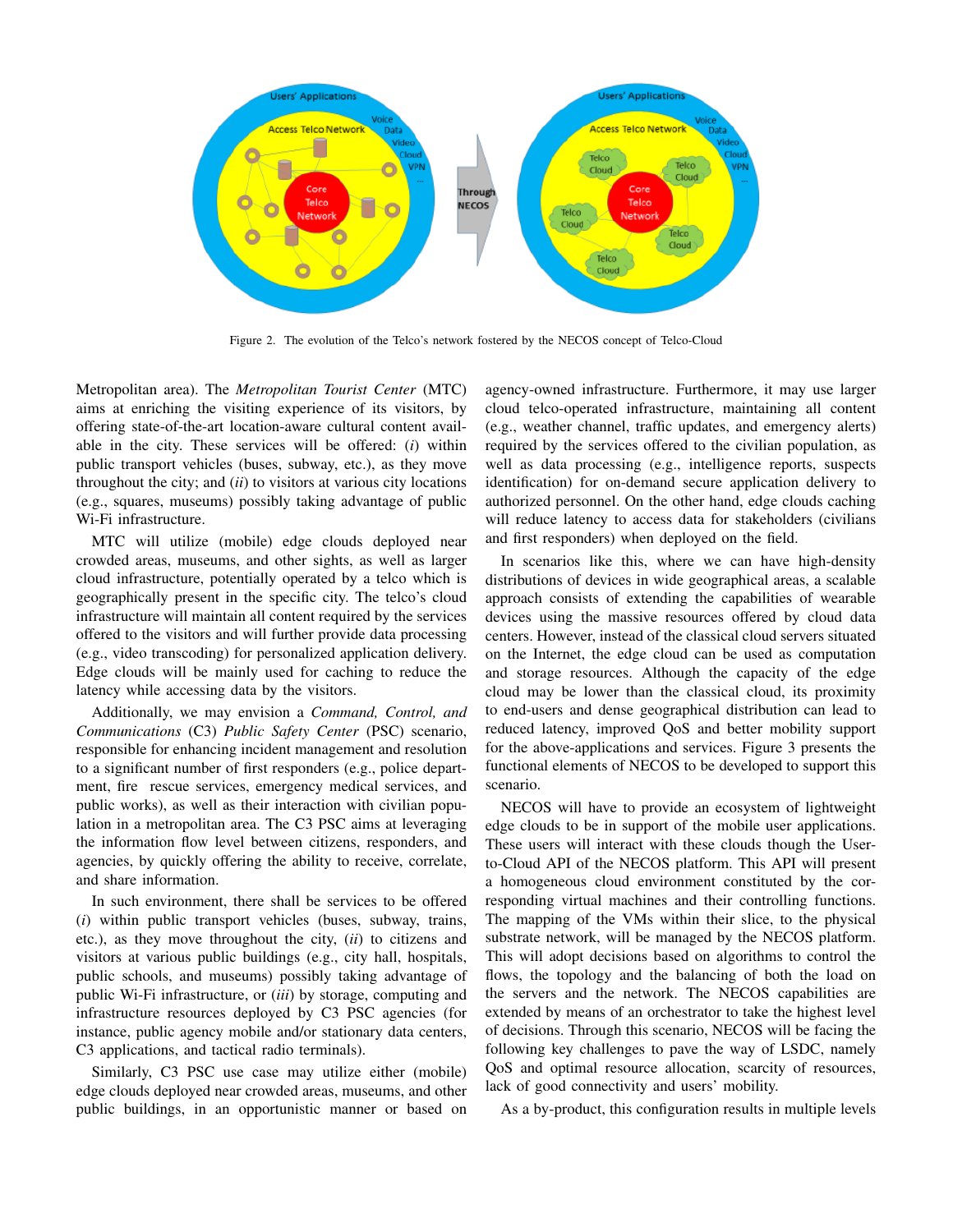Figure 2. The evolution of the Telco's network fostered by the NECOS concept of Telco-Cloud

Metropolitan area). The *Metropolitan Tourist Center* (MTC) aims at enriching the visiting experience of its visitors, by offering state-of-the-art location-aware cultural content available in the city. These services will be offered: (*i*) within public transport vehicles (buses, subway, etc.), as they move throughout the city; and (*ii*) to visitors at various city locations (e.g., squares, museums) possibly taking advantage of public Wi-Fi infrastructure.

MTC will utilize (mobile) edge clouds deployed near crowded areas, museums, and other sights, as well as larger cloud infrastructure, potentially operated by a telco which is geographically present in the specific city. The telco's cloud infrastructure will maintain all content required by the services offered to the visitors and will further provide data processing (e.g., video transcoding) for personalized application delivery. Edge clouds will be mainly used for caching to reduce the latency while accessing data by the visitors.

Additionally, we may envision a *Command, Control, and Communications* (C3) *Public Safety Center* (PSC) scenario, responsible for enhancing incident management and resolution to a significant number of first responders (e.g., police department, fire rescue services, emergency medical services, and public works), as well as their interaction with civilian population in a metropolitan area. The C3 PSC aims at leveraging the information flow level between citizens, responders, and agencies, by quickly offering the ability to receive, correlate, and share information.

In such environment, there shall be services to be offered (*i*) within public transport vehicles (buses, subway, trains, etc.), as they move throughout the city, (*ii*) to citizens and visitors at various public buildings (e.g., city hall, hospitals, public schools, and museums) possibly taking advantage of public Wi-Fi infrastructure, or (*iii*) by storage, computing and infrastructure resources deployed by C3 PSC agencies (for instance, public agency mobile and/or stationary data centers, C3 applications, and tactical radio terminals).

Similarly, C3 PSC use case may utilize either (mobile) edge clouds deployed near crowded areas, museums, and other public buildings, in an opportunistic manner or based on agency-owned infrastructure. Furthermore, it may use larger cloud telco-operated infrastructure, maintaining all content (e.g., weather channel, traffic updates, and emergency alerts) required by the services offered to the civilian population, as well as data processing (e.g., intelligence reports, suspects identification) for on-demand secure application delivery to authorized personnel. On the other hand, edge clouds caching will reduce latency to access data for stakeholders (civilians and first responders) when deployed on the field.

In scenarios like this, where we can have high-density distributions of devices in wide geographical areas, a scalable approach consists of extending the capabilities of wearable devices using the massive resources offered by cloud data centers. However, instead of the classical cloud servers situated on the Internet, the edge cloud can be used as computation and storage resources. Although the capacity of the edge cloud may be lower than the classical cloud, its proximity to end-users and dense geographical distribution can lead to reduced latency, improved QoS and better mobility support for the above-applications and services. Figure 3 presents the functional elements of NECOS to be developed to support this scenario.

NECOS will have to provide an ecosystem of lightweight edge clouds to be in support of the mobile user applications. These users will interact with these clouds though the User-to-Cloud API of the NECOS platform. This API will present a homogeneous cloud environment constituted by the corresponding virtual machines and their controlling functions. The mapping of the VMs within their slice, to the physical substrate network, will be managed by the NECOS platform. This will adopt decisions based on algorithms to control the flows, the topology and the balancing of both the load on the servers and the network. The NECOS capabilities are extended by means of an orchestrator to take the highest level of decisions. Through this scenario, NECOS will be facing the following key challenges to pave the way of LSDC, namely QoS and optimal resource allocation, scarcity of resources, lack of good connectivity and users' mobility.

As a by-product, this configuration results in multiple levels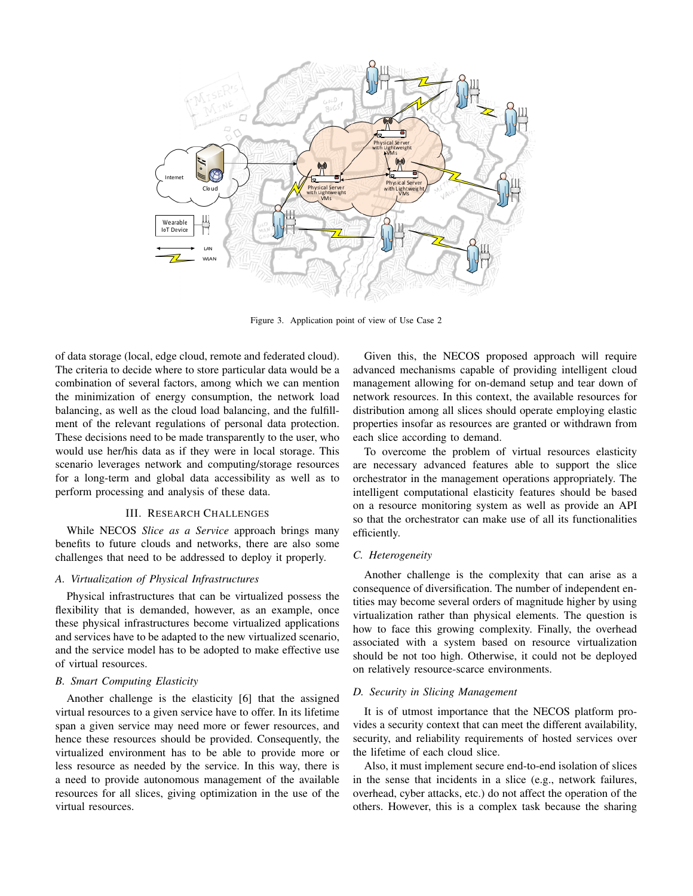Figure 3. Application point of view of Use Case 2

of data storage (local, edge cloud, remote and federated cloud). The criteria to decide where to store particular data would be a combination of several factors, among which we can mention the minimization of energy consumption, the network load balancing, as well as the cloud load balancing, and the fulfillment of the relevant regulations of personal data protection. These decisions need to be made transparently to the user, who would use her/his data as if they were in local storage. This scenario leverages network and computing/storage resources for a long-term and global data accessibility as well as to perform processing and analysis of these data.

## III. Research Challenges

While NECOS *Slice as a Service* approach brings many benefits to future clouds and networks, there are also some challenges that need to be addressed to deploy it properly.

### A. Virtualization of Physical Infrastructures

Physical infrastructures that can be virtualized possess the flexibility that is demanded, however, as an example, once these physical infrastructures become virtualized applications and services have to be adapted to the new virtualized scenario, and the service model has to be adopted to make effective use of virtual resources.

### B. Smart Computing Elasticity

Another challenge is the elasticity [6] that the assigned virtual resources to a given service have to offer. In its lifetime span a given service may need more or fewer resources, and hence these resources should be provided. Consequently, the virtualized environment has to be able to provide more or less resource as needed by the service. In this way, there is a need to provide autonomous management of the available resources for all slices, giving optimization in the use of the virtual resources.

Given this, the NECOS proposed approach will require advanced mechanisms capable of providing intelligent cloud management allowing for on-demand setup and tear down of network resources. In this context, the available resources for distribution among all slices should operate employing elastic properties insofar as resources are granted or withdrawn from each slice according to demand.

To overcome the problem of virtual resources elasticity are necessary advanced features able to support the slice orchestrator in the management operations appropriately. The intelligent computational elasticity features should be based on a resource monitoring system as well as provide an API so that the orchestrator can make use of all its functionalities efficiently.

### C. Heterogeneity

Another challenge is the complexity that can arise as a consequence of diversification. The number of independent entities may become several orders of magnitude higher by using virtualization rather than physical elements. The question is how to face this growing complexity. Finally, the overhead associated with a system based on resource virtualization should be not too high. Otherwise, it could not be deployed on relatively resource-scarce environments.

### D. Security in Slicing Management

It is of utmost importance that the NECOS platform provides a security context that can meet the different availability, security, and reliability requirements of hosted services over the lifetime of each cloud slice.

Also, it must implement secure end-to-end isolation of slices in the sense that incidents in a slice (e.g., network failures, overhead, cyber attacks, etc.) do not affect the operation of the others. However, this is a complex task because the sharing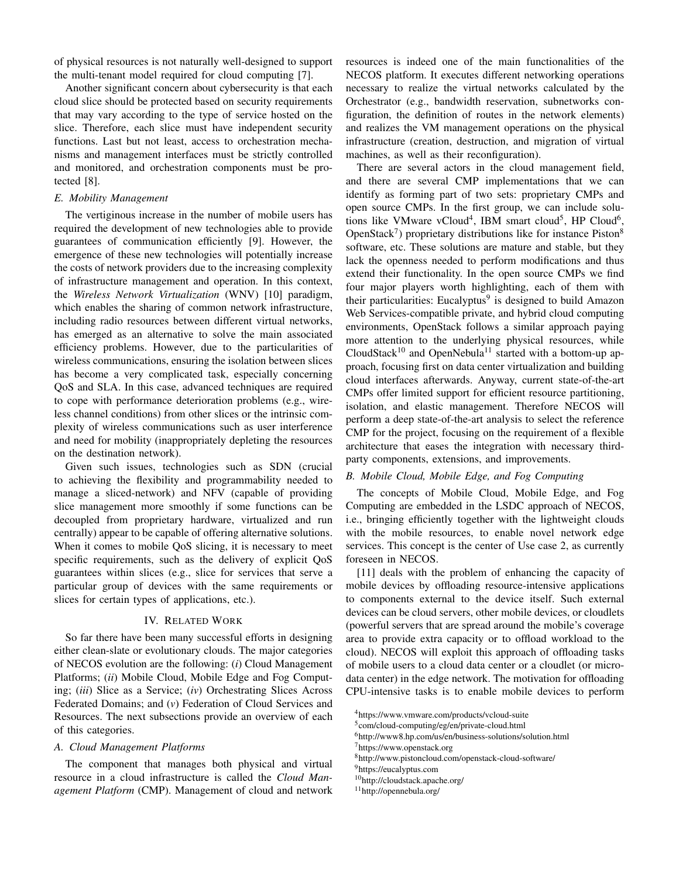of physical resources is not naturally well-designed to support the multi-tenant model required for cloud computing [7].

Another significant concern about cybersecurity is that each cloud slice should be protected based on security requirements that may vary according to the type of service hosted on the slice. Therefore, each slice must have independent security functions. Last but not least, access to orchestration mechanisms and management interfaces must be strictly controlled and monitored, and orchestration components must be protected [8].

### E. Mobility Management

The vertiginous increase in the number of mobile users has required the development of new technologies able to provide guarantees of communication efficiently [9]. However, the emergence of these new technologies will potentially increase the costs of network providers due to the increasing complexity of infrastructure management and operation. In this context, the *Wireless Network Virtualization* (WNV) [10] paradigm, which enables the sharing of common network infrastructure, including radio resources between different virtual networks, has emerged as an alternative to solve the main associated efficiency problems. However, due to the particularities of wireless communications, ensuring the isolation between slices has become a very complicated task, especially concerning QoS and SLA. In this case, advanced techniques are required to cope with performance deterioration problems (e.g., wireless channel conditions) from other slices or the intrinsic complexity of wireless communications such as user interference and need for mobility (inappropriately depleting the resources on the destination network).

Given such issues, technologies such as SDN (crucial to achieving the flexibility and programmability needed to manage a sliced-network) and NFV (capable of providing slice management more smoothly if some functions can be decoupled from proprietary hardware, virtualized and run centrally) appear to be capable of offering alternative solutions. When it comes to mobile QoS slicing, it is necessary to meet specific requirements, such as the delivery of explicit QoS guarantees within slices (e.g., slice for services that serve a particular group of devices with the same requirements or slices for certain types of applications, etc.).

## IV. Related Work

So far there have been many successful efforts in designing either clean-slate or evolutionary clouds. The major categories of NECOS evolution are the following: (*i*) Cloud Management Platforms; (*ii*) Mobile Cloud, Mobile Edge and Fog Computing; (*iii*) Slice as a Service; (*iv*) Orchestrating Slices Across Federated Domains; and (*v*) Federation of Cloud Services and Resources. The next subsections provide an overview of each of this categories.

### A. Cloud Management Platforms

The component that manages both physical and virtual resource in a cloud infrastructure is called the *Cloud Management Platform* (CMP). Management of cloud and network resources is indeed one of the main functionalities of the NECOS platform. It executes different networking operations necessary to realize the virtual networks calculated by the Orchestrator (e.g., bandwidth reservation, subnetworks configuration, the definition of routes in the network elements) and realizes the VM management operations on the physical infrastructure (creation, destruction, and migration of virtual machines, as well as their reconfiguration).

There are several actors in the cloud management field, and there are several CMP implementations that we can identify as forming part of two sets: proprietary CMPs and open source CMPs. In the first group, we can include solutions like VMware vCloud[4], IBM smart cloud[5], HP Cloud[6], OpenStack[7]) proprietary distributions like for instance Piston[8] software, etc. These solutions are mature and stable, but they lack the openness needed to perform modifications and thus extend their functionality. In the open source CMPs we find four major players worth highlighting, each of them with their particularities: Eucalyptus[9] is designed to build Amazon Web Services-compatible private, and hybrid cloud computing environments, OpenStack follows a similar approach paying more attention to the underlying physical resources, while CloudStack[10] and OpenNebula[11] started with a bottom-up approach, focusing first on data center virtualization and building cloud interfaces afterwards. Anyway, current state-of-the-art CMPs offer limited support for efficient resource partitioning, isolation, and elastic management. Therefore NECOS will perform a deep state-of-the-art analysis to select the reference CMP for the project, focusing on the requirement of a flexible architecture that eases the integration with necessary third-party components, extensions, and improvements.

### B. Mobile Cloud, Mobile Edge, and Fog Computing

The concepts of Mobile Cloud, Mobile Edge, and Fog Computing are embedded in the LSDC approach of NECOS, i.e., bringing efficiently together with the lightweight clouds with the mobile resources, to enable novel network edge services. This concept is the center of Use case 2, as currently foreseen in NECOS.

[11] deals with the problem of enhancing the capacity of mobile devices by offloading resource-intensive applications to components external to the device itself. Such external devices can be cloud servers, other mobile devices, or cloudlets (powerful servers that are spread around the mobile's coverage area to provide extra capacity or to offload workload to the cloud). NECOS will exploit this approach of offloading tasks of mobile users to a cloud data center or a cloudlet (or micro-data center) in the edge network. The motivation for offloading CPU-intensive tasks is to enable mobile devices to perform

[4]https://www.vmware.com/products/vcloud-suite
[5]com/cloud-computing/eg/en/private-cloud.html
[6]http://www8.hp.com/us/en/business-solutions/solution.html
[7]https://www.openstack.org
[8]http://www.pistoncloud.com/openstack-cloud-software/
[9]https://eucalyptus.com
[10]http://cloudstack.apache.org/
[11]http://opennebula.org/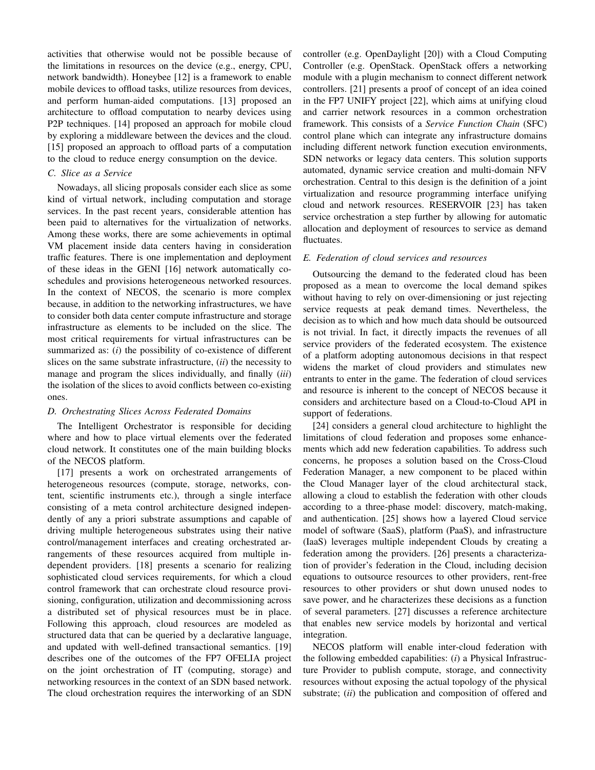activities that otherwise would not be possible because of the limitations in resources on the device (e.g., energy, CPU, network bandwidth). Honeybee [12] is a framework to enable mobile devices to offload tasks, utilize resources from devices, and perform human-aided computations. [13] proposed an architecture to offload computation to nearby devices using P2P techniques. [14] proposed an approach for mobile cloud by exploring a middleware between the devices and the cloud. [15] proposed an approach to offload parts of a computation to the cloud to reduce energy consumption on the device.

### C. Slice as a Service

Nowadays, all slicing proposals consider each slice as some kind of virtual network, including computation and storage services. In the past recent years, considerable attention has been paid to alternatives for the virtualization of networks. Among these works, there are some achievements in optimal VM placement inside data centers having in consideration traffic features. There is one implementation and deployment of these ideas in the GENI [16] network automatically co-schedules and provisions heterogeneous networked resources. In the context of NECOS, the scenario is more complex because, in addition to the networking infrastructures, we have to consider both data center compute infrastructure and storage infrastructure as elements to be included on the slice. The most critical requirements for virtual infrastructures can be summarized as: (*i*) the possibility of co-existence of different slices on the same substrate infrastructure, (*ii*) the necessity to manage and program the slices individually, and finally (*iii*) the isolation of the slices to avoid conflicts between co-existing ones.

### D. Orchestrating Slices Across Federated Domains

The Intelligent Orchestrator is responsible for deciding where and how to place virtual elements over the federated cloud network. It constitutes one of the main building blocks of the NECOS platform.

[17] presents a work on orchestrated arrangements of heterogeneous resources (compute, storage, networks, content, scientific instruments etc.), through a single interface consisting of a meta control architecture designed independently of any a priori substrate assumptions and capable of driving multiple heterogeneous substrates using their native control/management interfaces and creating orchestrated arrangements of these resources acquired from multiple independent providers. [18] presents a scenario for realizing sophisticated cloud services requirements, for which a cloud control framework that can orchestrate cloud resource provisioning, configuration, utilization and decommissioning across a distributed set of physical resources must be in place. Following this approach, cloud resources are modeled as structured data that can be queried by a declarative language, and updated with well-defined transactional semantics. [19] describes one of the outcomes of the FP7 OFELIA project on the joint orchestration of IT (computing, storage) and networking resources in the context of an SDN based network. The cloud orchestration requires the interworking of an SDN controller (e.g. OpenDaylight [20]) with a Cloud Computing Controller (e.g. OpenStack. OpenStack offers a networking module with a plugin mechanism to connect different network controllers. [21] presents a proof of concept of an idea coined in the FP7 UNIFY project [22], which aims at unifying cloud and carrier network resources in a common orchestration framework. This consists of a *Service Function Chain* (SFC) control plane which can integrate any infrastructure domains including different network function execution environments, SDN networks or legacy data centers. This solution supports automated, dynamic service creation and multi-domain NFV orchestration. Central to this design is the definition of a joint virtualization and resource programming interface unifying cloud and network resources. RESERVOIR [23] has taken service orchestration a step further by allowing for automatic allocation and deployment of resources to service as demand fluctuates.

### E. Federation of cloud services and resources

Outsourcing the demand to the federated cloud has been proposed as a mean to overcome the local demand spikes without having to rely on over-dimensioning or just rejecting service requests at peak demand times. Nevertheless, the decision as to which and how much data should be outsourced is not trivial. In fact, it directly impacts the revenues of all service providers of the federated ecosystem. The existence of a platform adopting autonomous decisions in that respect widens the market of cloud providers and stimulates new entrants to enter in the game. The federation of cloud services and resource is inherent to the concept of NECOS because it considers and architecture based on a Cloud-to-Cloud API in support of federations.

[24] considers a general cloud architecture to highlight the limitations of cloud federation and proposes some enhancements which add new federation capabilities. To address such concerns, he proposes a solution based on the Cross-Cloud Federation Manager, a new component to be placed within the Cloud Manager layer of the cloud architectural stack, allowing a cloud to establish the federation with other clouds according to a three-phase model: discovery, match-making, and authentication. [25] shows how a layered Cloud service model of software (SaaS), platform (PaaS), and infrastructure (IaaS) leverages multiple independent Clouds by creating a federation among the providers. [26] presents a characterization of provider's federation in the Cloud, including decision equations to outsource resources to other providers, rent-free resources to other providers or shut down unused nodes to save power, and he characterizes these decisions as a function of several parameters. [27] discusses a reference architecture that enables new service models by horizontal and vertical integration.

NECOS platform will enable inter-cloud federation with the following embedded capabilities: (*i*) a Physical Infrastructure Provider to publish compute, storage, and connectivity resources without exposing the actual topology of the physical substrate; (*ii*) the publication and composition of offered and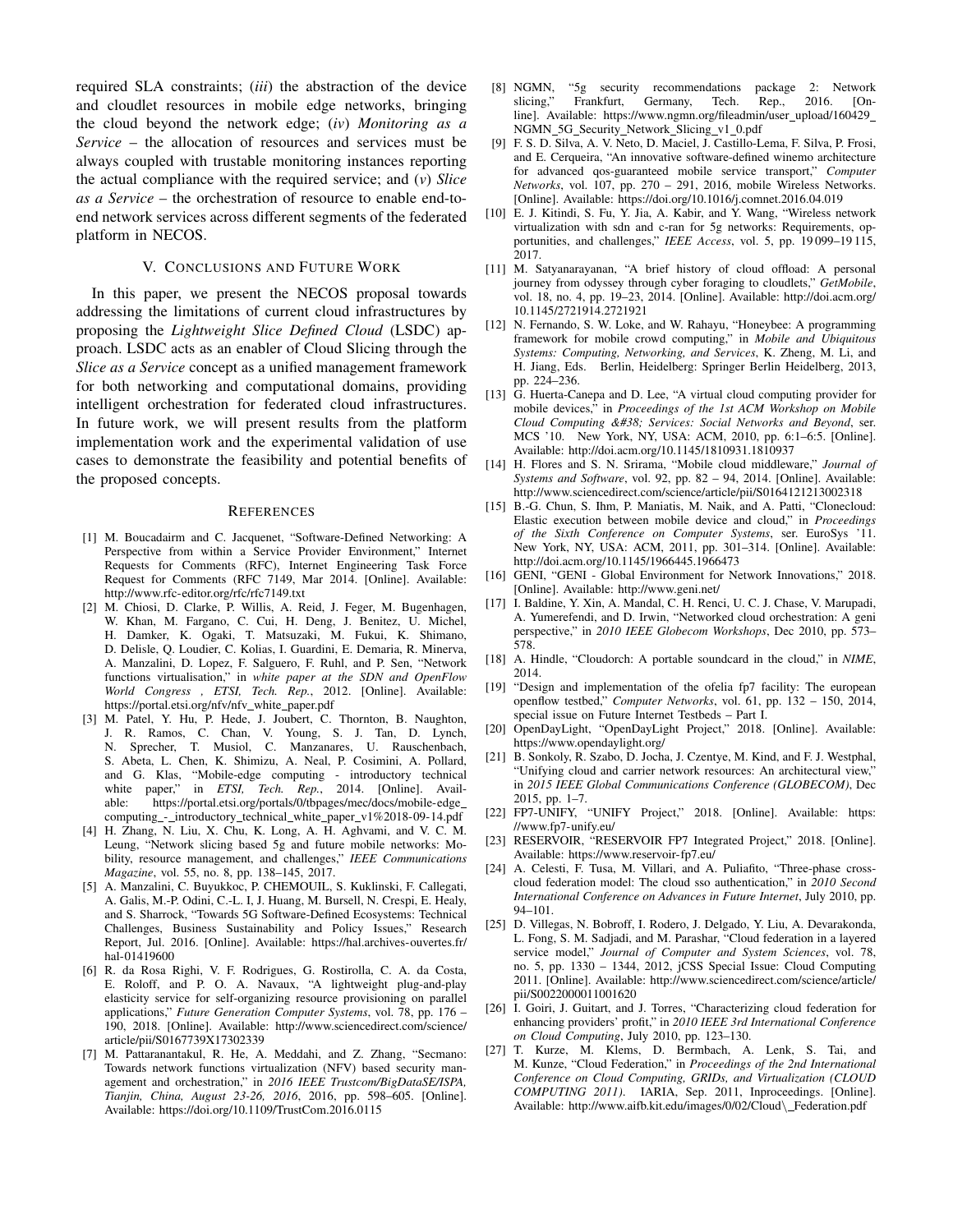required SLA constraints; (*iii*) the abstraction of the device and cloudlet resources in mobile edge networks, bringing the cloud beyond the network edge; (*iv*) *Monitoring as a Service* – the allocation of resources and services must be always coupled with trustable monitoring instances reporting the actual compliance with the required service; and (*v*) *Slice as a Service* – the orchestration of resource to enable end-to-end network services across different segments of the federated platform in NECOS.

## V. Conclusions and Future Work

In this paper, we present the NECOS proposal towards addressing the limitations of current cloud infrastructures by proposing the *Lightweight Slice Defined Cloud* (LSDC) approach. LSDC acts as an enabler of Cloud Slicing through the *Slice as a Service* concept as a unified management framework for both networking and computational domains, providing intelligent orchestration for federated cloud infrastructures. In future work, we will present results from the platform implementation work and the experimental validation of use cases to demonstrate the feasibility and potential benefits of the proposed concepts.

## References

[1] M. Boucadairm and C. Jacquenet, "Software-Defined Networking: A Perspective from within a Service Provider Environment," Internet Requests for Comments (RFC), Internet Engineering Task Force Request for Comments (RFC 7149, Mar 2014. [Online]. Available: http://www.rfc-editor.org/rfc/rfc7149.txt

[2] M. Chiosi, D. Clarke, P. Willis, A. Reid, J. Feger, M. Bugenhagen, W. Khan, M. Fargano, C. Cui, H. Deng, J. Benitez, U. Michel, H. Damker, K. Ogaki, T. Matsuzaki, M. Fukui, K. Shimano, D. Delisle, Q. Loudier, C. Kolias, I. Guardini, E. Demaria, R. Minerva, A. Manzalini, D. Lopez, F. Salguero, F. Ruhl, and P. Sen, "Network functions virtualisation," in *white paper at the SDN and OpenFlow World Congress , ETSI, Tech. Rep.*, 2012. [Online]. Available: https://portal.etsi.org/nfv/nfv_white_paper.pdf

[3] M. Patel, Y. Hu, P. Hede, J. Joubert, C. Thornton, B. Naughton, J. R. Ramos, C. Chan, V. Young, S. J. Tan, D. Lynch, N. Sprecher, T. Musiol, C. Manzanares, U. Rauschenbach, S. Abeta, L. Chen, K. Shimizu, A. Neal, P. Cosimini, A. Pollard, and G. Klas, "Mobile-edge computing - introductory technical white paper," in *ETSI, Tech. Rep.*, 2014. [Online]. Available: https://portal.etsi.org/portals/0/tbpages/mec/docs/mobile-edge_computing_-_introductory_technical_white_paper_v1%2018-09-14.pdf

[4] H. Zhang, N. Liu, X. Chu, K. Long, A. H. Aghvami, and V. C. M. Leung, "Network slicing based 5g and future mobile networks: Mobility, resource management, and challenges," *IEEE Communications Magazine*, vol. 55, no. 8, pp. 138–145, 2017.

[5] A. Manzalini, C. Buyukkoc, P. CHEMOUIL, S. Kuklinski, F. Callegati, A. Galis, M.-P. Odini, C.-L. I, J. Huang, M. Bursell, N. Crespi, E. Healy, and S. Sharrock, "Towards 5G Software-Defined Ecosystems: Technical Challenges, Business Sustainability and Policy Issues," Research Report, Jul. 2016. [Online]. Available: https://hal.archives-ouvertes.fr/hal-01419600

[6] R. da Rosa Righi, V. F. Rodrigues, G. Rostirolla, C. A. da Costa, E. Roloff, and P. O. A. Navaux, "A lightweight plug-and-play elasticity service for self-organizing resource provisioning on parallel applications," *Future Generation Computer Systems*, vol. 78, pp. 176 – 190, 2018. [Online]. Available: http://www.sciencedirect.com/science/article/pii/S0167739X17302339

[7] M. Pattaranantakul, R. He, A. Meddahi, and Z. Zhang, "Secmano: Towards network functions virtualization (NFV) based security management and orchestration," in *2016 IEEE Trustcom/BigDataSE/ISPA, Tianjin, China, August 23-26, 2016*, 2016, pp. 598–605. [Online]. Available: https://doi.org/10.1109/TrustCom.2016.0115

[8] NGMN, "5g security recommendations package 2: Network slicing," Frankfurt, Germany, Tech. Rep., 2016. [Online]. Available: https://www.ngmn.org/fileadmin/user_upload/160429_NGMN_5G_Security_Network_Slicing_v1_0.pdf

[9] F. S. D. Silva, A. V. Neto, D. Maciel, J. Castillo-Lema, F. Silva, P. Frosi, and E. Cerqueira, "An innovative software-defined winemo architecture for advanced qos-guaranteed mobile service transport," *Computer Networks*, vol. 107, pp. 270 – 291, 2016, mobile Wireless Networks. [Online]. Available: https://doi.org/10.1016/j.comnet.2016.04.019

[10] E. J. Kitindi, S. Fu, Y. Jia, A. Kabir, and Y. Wang, "Wireless network virtualization with sdn and c-ran for 5g networks: Requirements, opportunities, and challenges," *IEEE Access*, vol. 5, pp. 19 099–19 115, 2017.

[11] M. Satyanarayanan, "A brief history of cloud offload: A personal journey from odyssey through cyber foraging to cloudlets," *GetMobile*, vol. 18, no. 4, pp. 19–23, 2014. [Online]. Available: http://doi.acm.org/10.1145/2721914.2721921

[12] N. Fernando, S. W. Loke, and W. Rahayu, "Honeybee: A programming framework for mobile crowd computing," in *Mobile and Ubiquitous Systems: Computing, Networking, and Services*, K. Zheng, M. Li, and H. Jiang, Eds. Berlin, Heidelberg: Springer Berlin Heidelberg, 2013, pp. 224–236.

[13] G. Huerta-Canepa and D. Lee, "A virtual cloud computing provider for mobile devices," in *Proceedings of the 1st ACM Workshop on Mobile Cloud Computing &#38; Services: Social Networks and Beyond*, ser. MCS '10. New York, NY, USA: ACM, 2010, pp. 6:1–6:5. [Online]. Available: http://doi.acm.org/10.1145/1810931.1810937

[14] H. Flores and S. N. Srirama, "Mobile cloud middleware," *Journal of Systems and Software*, vol. 92, pp. 82 – 94, 2014. [Online]. Available: http://www.sciencedirect.com/science/article/pii/S0164121213002318

[15] B.-G. Chun, S. Ihm, P. Maniatis, M. Naik, and A. Patti, "Clonecloud: Elastic execution between mobile device and cloud," in *Proceedings of the Sixth Conference on Computer Systems*, ser. EuroSys '11. New York, NY, USA: ACM, 2011, pp. 301–314. [Online]. Available: http://doi.acm.org/10.1145/1966445.1966473

[16] GENI, "GENI - Global Environment for Network Innovations," 2018. [Online]. Available: http://www.geni.net/

[17] I. Baldine, Y. Xin, A. Mandal, C. H. Renci, U. C. J. Chase, V. Marupadi, A. Yumerefendi, and D. Irwin, "Networked cloud orchestration: A geni perspective," in *2010 IEEE Globecom Workshops*, Dec 2010, pp. 573–578.

[18] A. Hindle, "Cloudorch: A portable soundcard in the cloud," in *NIME*, 2014.

[19] "Design and implementation of the ofelia fp7 facility: The european openflow testbed," *Computer Networks*, vol. 61, pp. 132 – 150, 2014, special issue on Future Internet Testbeds – Part I.

[20] OpenDayLight, "OpenDayLight Project," 2018. [Online]. Available: https://www.opendaylight.org/

[21] B. Sonkoly, R. Szabo, D. Jocha, J. Czentye, M. Kind, and F. J. Westphal, "Unifying cloud and carrier network resources: An architectural view," in *2015 IEEE Global Communications Conference (GLOBECOM)*, Dec 2015, pp. 1–7.

[22] FP7-UNIFY, "UNIFY Project," 2018. [Online]. Available: https://www.fp7-unify.eu/

[23] RESERVOIR, "RESERVOIR FP7 Integrated Project," 2018. [Online]. Available: https://www.reservoir-fp7.eu/

[24] A. Celesti, F. Tusa, M. Villari, and A. Puliafito, "Three-phase cross-cloud federation model: The cloud sso authentication," in *2010 Second International Conference on Advances in Future Internet*, July 2010, pp. 94–101.

[25] D. Villegas, N. Bobroff, I. Rodero, J. Delgado, Y. Liu, A. Devarakonda, L. Fong, S. M. Sadjadi, and M. Parashar, "Cloud federation in a layered service model," *Journal of Computer and System Sciences*, vol. 78, no. 5, pp. 1330 – 1344, 2012, jCSS Special Issue: Cloud Computing 2011. [Online]. Available: http://www.sciencedirect.com/science/article/pii/S0022000011001620

[26] I. Goiri, J. Guitart, and J. Torres, "Characterizing cloud federation for enhancing providers' profit," in *2010 IEEE 3rd International Conference on Cloud Computing*, July 2010, pp. 123–130.

[27] T. Kurze, M. Klems, D. Bermbach, A. Lenk, S. Tai, and M. Kunze, "Cloud Federation," in *Proceedings of the 2nd International Conference on Cloud Computing, GRIDs, and Virtualization (CLOUD COMPUTING 2011)*. IARIA, Sep. 2011, Inproceedings. [Online]. Available: http://www.aifb.kit.edu/images/0/02/Cloud\_Federation.pdf